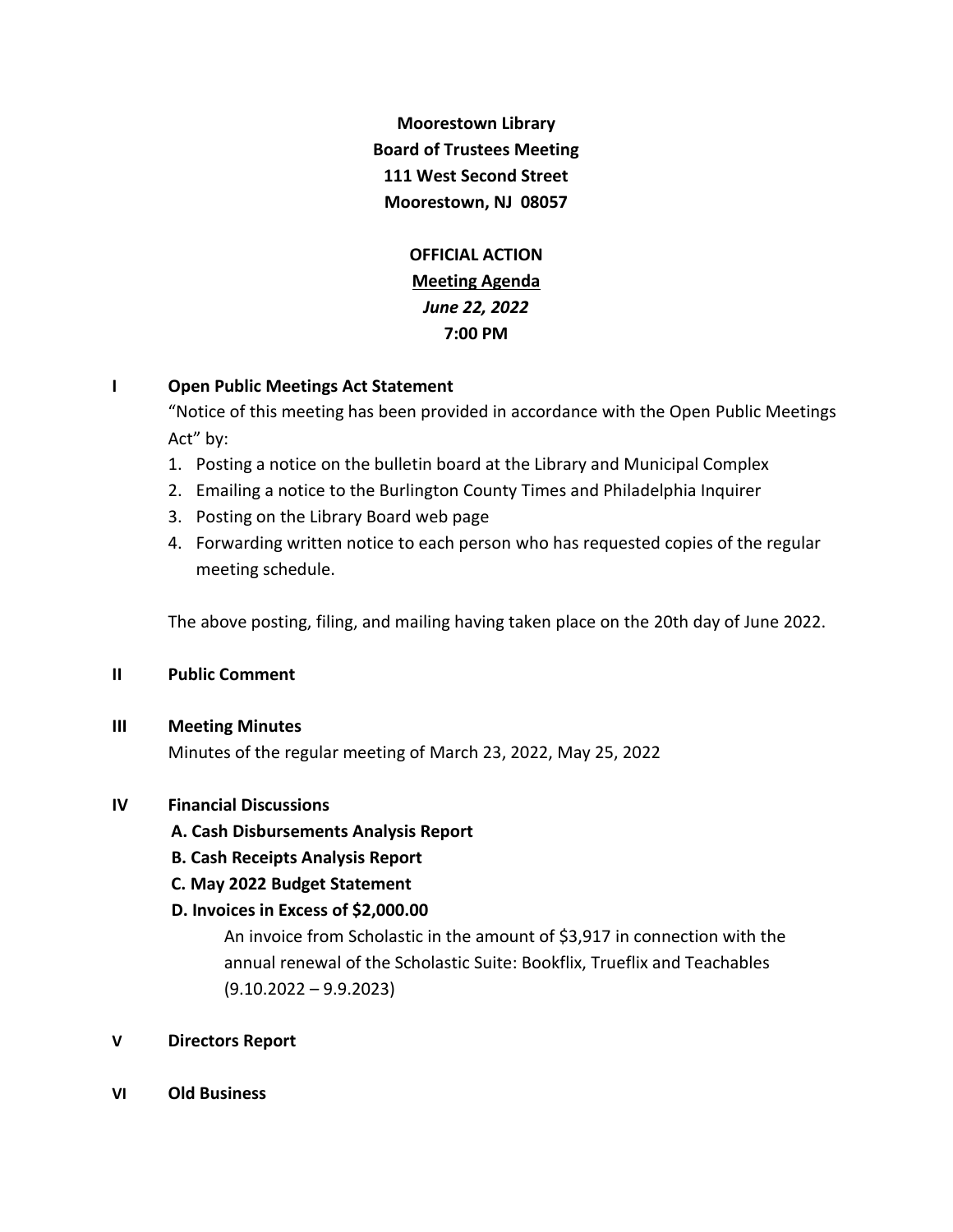**Moorestown Library**
**Board of Trustees Meeting**
**111 West Second Street**
**Moorestown, NJ 08057**

**OFFICIAL ACTION**
**Meeting Agenda**
***June 22, 2022***
**7:00 PM**

## I Open Public Meetings Act Statement

"Notice of this meeting has been provided in accordance with the Open Public Meetings Act" by:

1. Posting a notice on the bulletin board at the Library and Municipal Complex
2. Emailing a notice to the Burlington County Times and Philadelphia Inquirer
3. Posting on the Library Board web page
4. Forwarding written notice to each person who has requested copies of the regular meeting schedule.

The above posting, filing, and mailing having taken place on the 20th day of June 2022.

## II Public Comment

## III Meeting Minutes

Minutes of the regular meeting of March 23, 2022, May 25, 2022

## IV Financial Discussions

**A. Cash Disbursements Analysis Report**

**B. Cash Receipts Analysis Report**

**C. May 2022 Budget Statement**

**D. Invoices in Excess of $2,000.00**

An invoice from Scholastic in the amount of $3,917 in connection with the annual renewal of the Scholastic Suite: Bookflix, Trueflix and Teachables (9.10.2022 – 9.9.2023)

## V Directors Report

## VI Old Business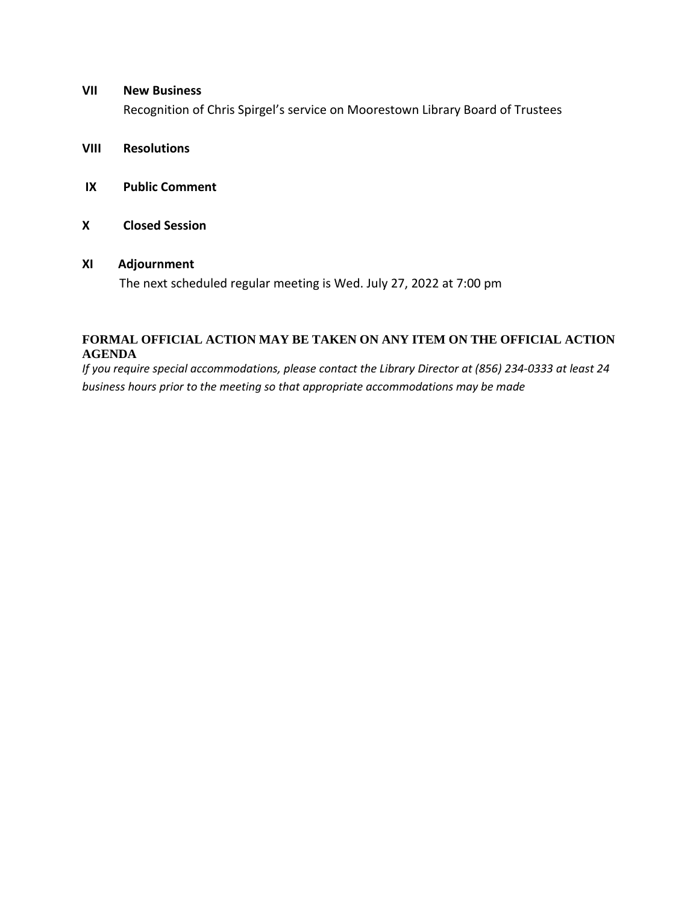**VII New Business**

Recognition of Chris Spirgel's service on Moorestown Library Board of Trustees

**VIII Resolutions**

**IX Public Comment**

**X Closed Session**

**XI Adjournment**

The next scheduled regular meeting is Wed. July 27, 2022 at 7:00 pm

**FORMAL OFFICIAL ACTION MAY BE TAKEN ON ANY ITEM ON THE OFFICIAL ACTION AGENDA**

*If you require special accommodations, please contact the Library Director at (856) 234-0333 at least 24 business hours prior to the meeting so that appropriate accommodations may be made*